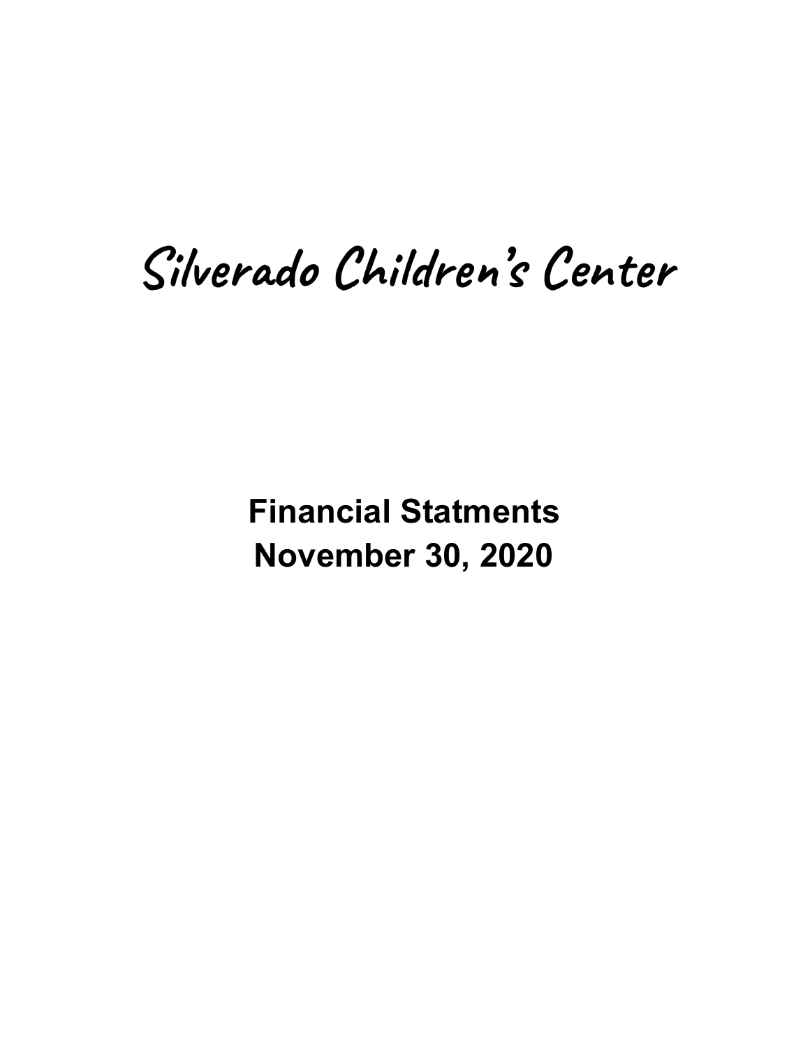# Silverado Children's Center

## Financial Statments
## November 30, 2020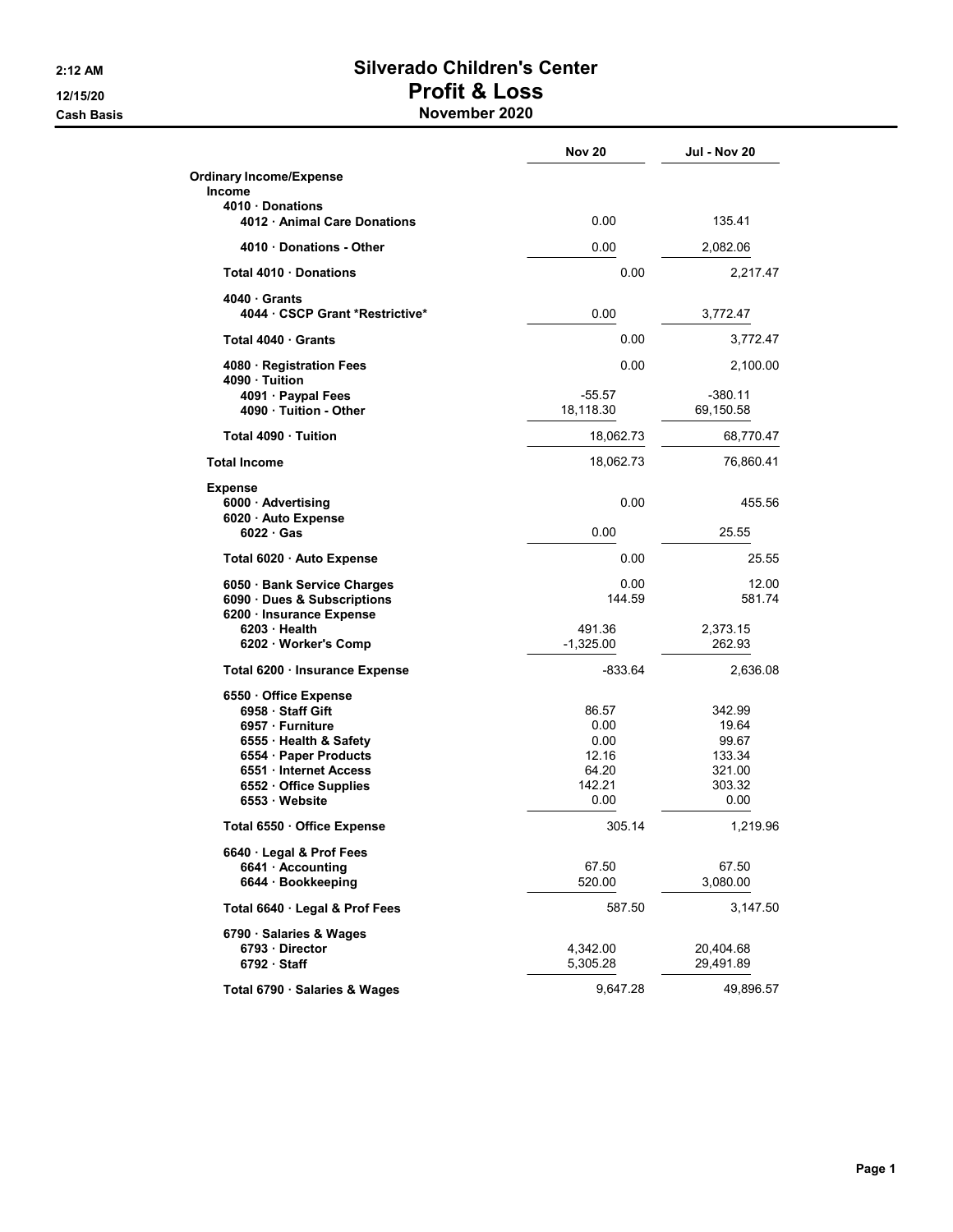# Silverado Children's Center
## Profit & Loss
### November 2020

2:12 AM
12/15/20
Cash Basis

| | Nov 20 | Jul - Nov 20 |
|---|---|---|
| **Ordinary Income/Expense** | | |
| **Income** | | |
| **4010 · Donations** | | |
| **4012 · Animal Care Donations** | 0.00 | 135.41 |
| **4010 · Donations - Other** | 0.00 | 2,082.06 |
| **Total 4010 · Donations** | 0.00 | 2,217.47 |
| **4040 · Grants** | | |
| **4044 · CSCP Grant *Restrictive*** | 0.00 | 3,772.47 |
| **Total 4040 · Grants** | 0.00 | 3,772.47 |
| **4080 · Registration Fees** | 0.00 | 2,100.00 |
| **4090 · Tuition** | | |
| **4091 · Paypal Fees** | -55.57 | -380.11 |
| **4090 · Tuition - Other** | 18,118.30 | 69,150.58 |
| **Total 4090 · Tuition** | 18,062.73 | 68,770.47 |
| **Total Income** | 18,062.73 | 76,860.41 |
| **Expense** | | |
| **6000 · Advertising** | 0.00 | 455.56 |
| **6020 · Auto Expense** | | |
| **6022 · Gas** | 0.00 | 25.55 |
| **Total 6020 · Auto Expense** | 0.00 | 25.55 |
| **6050 · Bank Service Charges** | 0.00 | 12.00 |
| **6090 · Dues & Subscriptions** | 144.59 | 581.74 |
| **6200 · Insurance Expense** | | |
| **6203 · Health** | 491.36 | 2,373.15 |
| **6202 · Worker's Comp** | -1,325.00 | 262.93 |
| **Total 6200 · Insurance Expense** | -833.64 | 2,636.08 |
| **6550 · Office Expense** | | |
| **6958 · Staff Gift** | 86.57 | 342.99 |
| **6957 · Furniture** | 0.00 | 19.64 |
| **6555 · Health & Safety** | 0.00 | 99.67 |
| **6554 · Paper Products** | 12.16 | 133.34 |
| **6551 · Internet Access** | 64.20 | 321.00 |
| **6552 · Office Supplies** | 142.21 | 303.32 |
| **6553 · Website** | 0.00 | 0.00 |
| **Total 6550 · Office Expense** | 305.14 | 1,219.96 |
| **6640 · Legal & Prof Fees** | | |
| **6641 · Accounting** | 67.50 | 67.50 |
| **6644 · Bookkeeping** | 520.00 | 3,080.00 |
| **Total 6640 · Legal & Prof Fees** | 587.50 | 3,147.50 |
| **6790 · Salaries & Wages** | | |
| **6793 · Director** | 4,342.00 | 20,404.68 |
| **6792 · Staff** | 5,305.28 | 29,491.89 |
| **Total 6790 · Salaries & Wages** | 9,647.28 | 49,896.57 |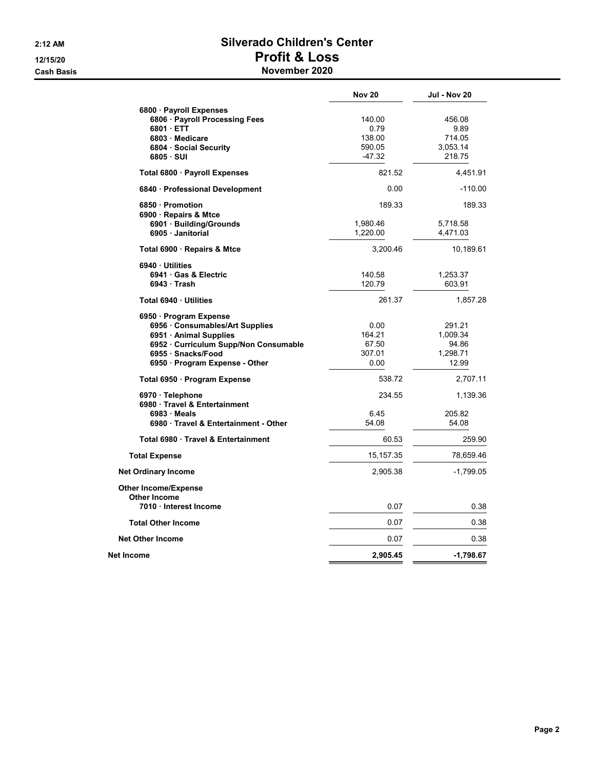# Silverado Children's Center

## Profit & Loss

### November 2020

2:12 AM
12/15/20
Cash Basis

| | Nov 20 | Jul - Nov 20 |
|---|---|---|
| 6800 · Payroll Expenses | | |
| 6806 · Payroll Processing Fees | 140.00 | 456.08 |
| 6801 · ETT | 0.79 | 9.89 |
| 6803 · Medicare | 138.00 | 714.05 |
| 6804 · Social Security | 590.05 | 3,053.14 |
| 6805 · SUI | -47.32 | 218.75 |
| Total 6800 · Payroll Expenses | 821.52 | 4,451.91 |
| 6840 · Professional Development | 0.00 | -110.00 |
| 6850 · Promotion | 189.33 | 189.33 |
| 6900 · Repairs & Mtce | | |
| 6901 · Building/Grounds | 1,980.46 | 5,718.58 |
| 6905 · Janitorial | 1,220.00 | 4,471.03 |
| Total 6900 · Repairs & Mtce | 3,200.46 | 10,189.61 |
| 6940 · Utilities | | |
| 6941 · Gas & Electric | 140.58 | 1,253.37 |
| 6943 · Trash | 120.79 | 603.91 |
| Total 6940 · Utilities | 261.37 | 1,857.28 |
| 6950 · Program Expense | | |
| 6956 · Consumables/Art Supplies | 0.00 | 291.21 |
| 6951 · Animal Supplies | 164.21 | 1,009.34 |
| 6952 · Curriculum Supp/Non Consumable | 67.50 | 94.86 |
| 6955 · Snacks/Food | 307.01 | 1,298.71 |
| 6950 · Program Expense - Other | 0.00 | 12.99 |
| Total 6950 · Program Expense | 538.72 | 2,707.11 |
| 6970 · Telephone | 234.55 | 1,139.36 |
| 6980 · Travel & Entertainment | | |
| 6983 · Meals | 6.45 | 205.82 |
| 6980 · Travel & Entertainment - Other | 54.08 | 54.08 |
| Total 6980 · Travel & Entertainment | 60.53 | 259.90 |
| Total Expense | 15,157.35 | 78,659.46 |
| Net Ordinary Income | 2,905.38 | -1,799.05 |
| Other Income/Expense | | |
| Other Income | | |
| 7010 · Interest Income | 0.07 | 0.38 |
| Total Other Income | 0.07 | 0.38 |
| Net Other Income | 0.07 | 0.38 |
| **Net Income** | **2,905.45** | **-1,798.67** |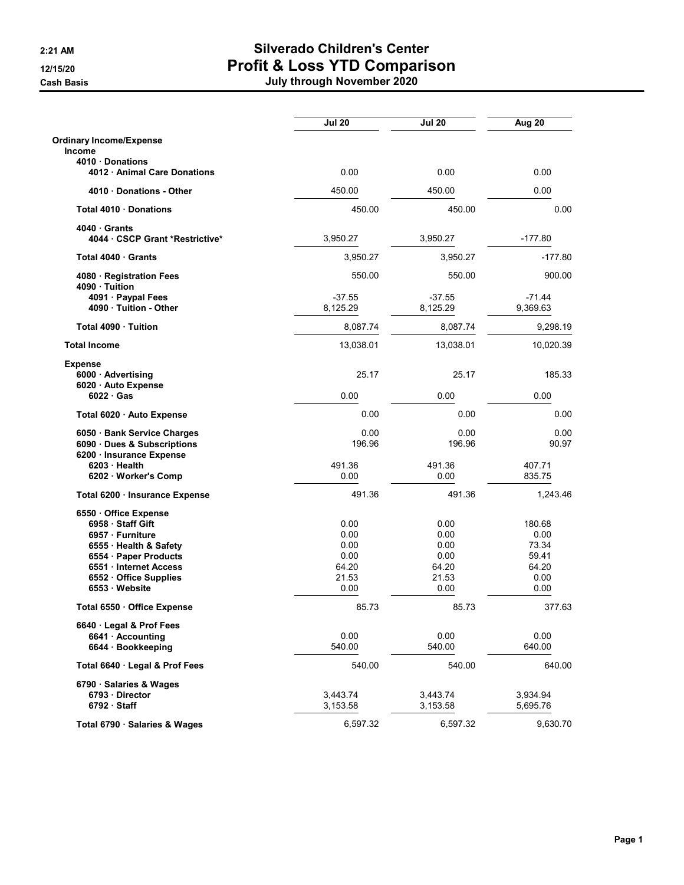# Silverado Children's Center

## Profit & Loss YTD Comparison

### July through November 2020

2:21 AM
12/15/20
Cash Basis

| | Jul 20 | Jul 20 | Aug 20 |
|---|---|---|---|
| **Ordinary Income/Expense** | | | |
| **Income** | | | |
| 4010 · Donations | | | |
| 4012 · Animal Care Donations | 0.00 | 0.00 | 0.00 |
| 4010 · Donations - Other | 450.00 | 450.00 | 0.00 |
| Total 4010 · Donations | 450.00 | 450.00 | 0.00 |
| 4040 · Grants | | | |
| 4044 · CSCP Grant *Restrictive* | 3,950.27 | 3,950.27 | -177.80 |
| Total 4040 · Grants | 3,950.27 | 3,950.27 | -177.80 |
| 4080 · Registration Fees | 550.00 | 550.00 | 900.00 |
| 4090 · Tuition | | | |
| 4091 · Paypal Fees | -37.55 | -37.55 | -71.44 |
| 4090 · Tuition - Other | 8,125.29 | 8,125.29 | 9,369.63 |
| Total 4090 · Tuition | 8,087.74 | 8,087.74 | 9,298.19 |
| **Total Income** | 13,038.01 | 13,038.01 | 10,020.39 |
| **Expense** | | | |
| 6000 · Advertising | 25.17 | 25.17 | 185.33 |
| 6020 · Auto Expense | | | |
| 6022 · Gas | 0.00 | 0.00 | 0.00 |
| Total 6020 · Auto Expense | 0.00 | 0.00 | 0.00 |
| 6050 · Bank Service Charges | 0.00 | 0.00 | 0.00 |
| 6090 · Dues & Subscriptions | 196.96 | 196.96 | 90.97 |
| 6200 · Insurance Expense | | | |
| 6203 · Health | 491.36 | 491.36 | 407.71 |
| 6202 · Worker's Comp | 0.00 | 0.00 | 835.75 |
| Total 6200 · Insurance Expense | 491.36 | 491.36 | 1,243.46 |
| 6550 · Office Expense | | | |
| 6958 · Staff Gift | 0.00 | 0.00 | 180.68 |
| 6957 · Furniture | 0.00 | 0.00 | 0.00 |
| 6555 · Health & Safety | 0.00 | 0.00 | 73.34 |
| 6554 · Paper Products | 0.00 | 0.00 | 59.41 |
| 6551 · Internet Access | 64.20 | 64.20 | 64.20 |
| 6552 · Office Supplies | 21.53 | 21.53 | 0.00 |
| 6553 · Website | 0.00 | 0.00 | 0.00 |
| Total 6550 · Office Expense | 85.73 | 85.73 | 377.63 |
| 6640 · Legal & Prof Fees | | | |
| 6641 · Accounting | 0.00 | 0.00 | 0.00 |
| 6644 · Bookkeeping | 540.00 | 540.00 | 640.00 |
| Total 6640 · Legal & Prof Fees | 540.00 | 540.00 | 640.00 |
| 6790 · Salaries & Wages | | | |
| 6793 · Director | 3,443.74 | 3,443.74 | 3,934.94 |
| 6792 · Staff | 3,153.58 | 3,153.58 | 5,695.76 |
| Total 6790 · Salaries & Wages | 6,597.32 | 6,597.32 | 9,630.70 |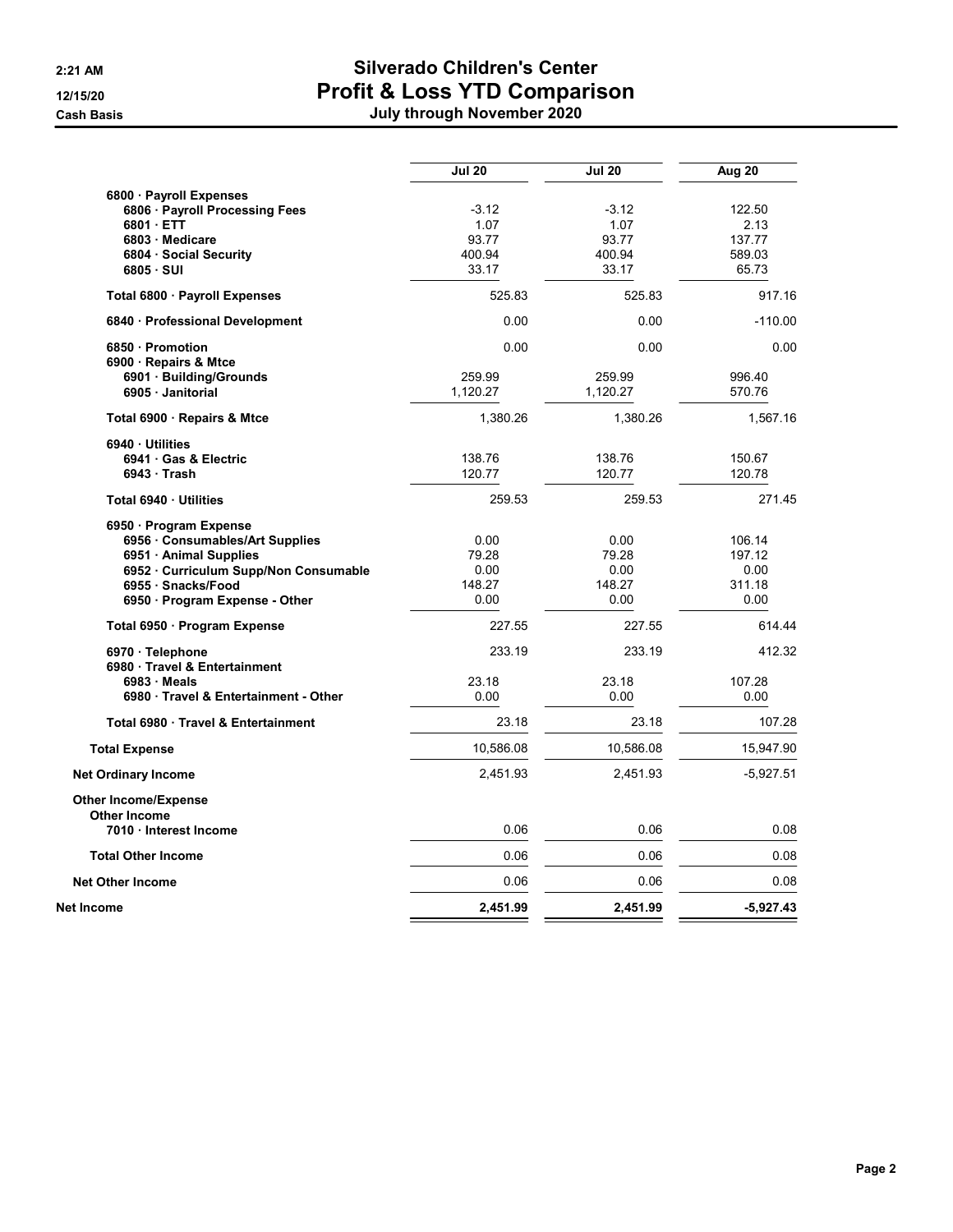# Silverado Children's Center

## Profit & Loss YTD Comparison

### July through November 2020

**2:21 AM**
**12/15/20**
**Cash Basis**

| | Jul 20 | Jul 20 | Aug 20 |
|---|---|---|---|
| 6800 · Payroll Expenses | | | |
| 6806 · Payroll Processing Fees | -3.12 | -3.12 | 122.50 |
| 6801 · ETT | 1.07 | 1.07 | 2.13 |
| 6803 · Medicare | 93.77 | 93.77 | 137.77 |
| 6804 · Social Security | 400.94 | 400.94 | 589.03 |
| 6805 · SUI | 33.17 | 33.17 | 65.73 |
| **Total 6800 · Payroll Expenses** | 525.83 | 525.83 | 917.16 |
| **6840 · Professional Development** | 0.00 | 0.00 | -110.00 |
| **6850 · Promotion** | 0.00 | 0.00 | 0.00 |
| 6900 · Repairs & Mtce | | | |
| 6901 · Building/Grounds | 259.99 | 259.99 | 996.40 |
| 6905 · Janitorial | 1,120.27 | 1,120.27 | 570.76 |
| **Total 6900 · Repairs & Mtce** | 1,380.26 | 1,380.26 | 1,567.16 |
| 6940 · Utilities | | | |
| 6941 · Gas & Electric | 138.76 | 138.76 | 150.67 |
| 6943 · Trash | 120.77 | 120.77 | 120.78 |
| **Total 6940 · Utilities** | 259.53 | 259.53 | 271.45 |
| 6950 · Program Expense | | | |
| 6956 · Consumables/Art Supplies | 0.00 | 0.00 | 106.14 |
| 6951 · Animal Supplies | 79.28 | 79.28 | 197.12 |
| 6952 · Curriculum Supp/Non Consumable | 0.00 | 0.00 | 0.00 |
| 6955 · Snacks/Food | 148.27 | 148.27 | 311.18 |
| 6950 · Program Expense - Other | 0.00 | 0.00 | 0.00 |
| **Total 6950 · Program Expense** | 227.55 | 227.55 | 614.44 |
| **6970 · Telephone** | 233.19 | 233.19 | 412.32 |
| 6980 · Travel & Entertainment | | | |
| 6983 · Meals | 23.18 | 23.18 | 107.28 |
| 6980 · Travel & Entertainment - Other | 0.00 | 0.00 | 0.00 |
| **Total 6980 · Travel & Entertainment** | 23.18 | 23.18 | 107.28 |
| **Total Expense** | 10,586.08 | 10,586.08 | 15,947.90 |
| **Net Ordinary Income** | 2,451.93 | 2,451.93 | -5,927.51 |
| **Other Income/Expense** | | | |
| **Other Income** | | | |
| 7010 · Interest Income | 0.06 | 0.06 | 0.08 |
| **Total Other Income** | 0.06 | 0.06 | 0.08 |
| **Net Other Income** | 0.06 | 0.06 | 0.08 |
| **Net Income** | **2,451.99** | **2,451.99** | **-5,927.43** |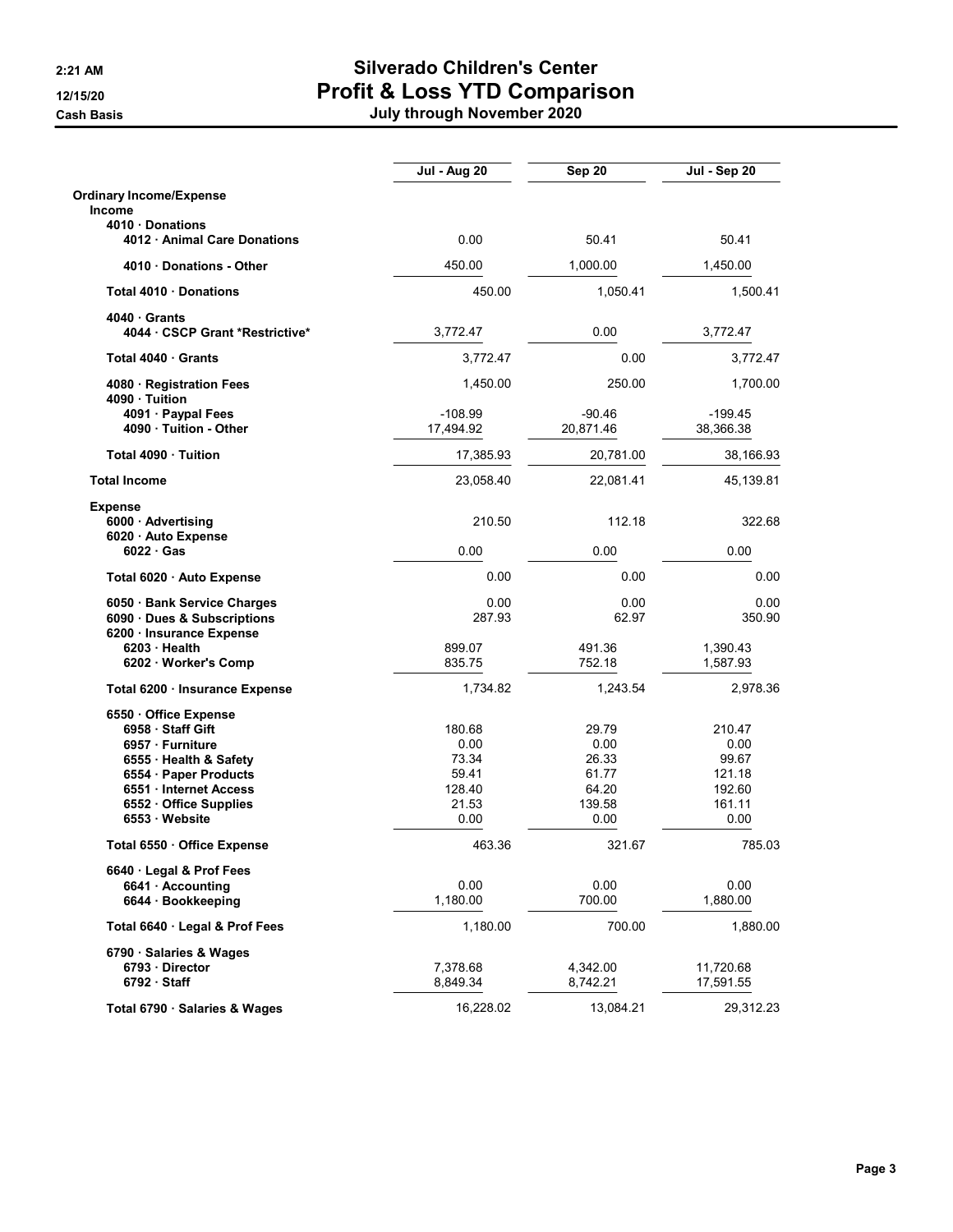# Silverado Children's Center

## Profit & Loss YTD Comparison

### July through November 2020

2:21 AM
12/15/20
Cash Basis

| | Jul - Aug 20 | Sep 20 | Jul - Sep 20 |
|---|---|---|---|
| **Ordinary Income/Expense** | | | |
| **Income** | | | |
| **4010 · Donations** | | | |
| **4012 · Animal Care Donations** | 0.00 | 50.41 | 50.41 |
| **4010 · Donations - Other** | 450.00 | 1,000.00 | 1,450.00 |
| **Total 4010 · Donations** | 450.00 | 1,050.41 | 1,500.41 |
| **4040 · Grants** | | | |
| **4044 · CSCP Grant *Restrictive*** | 3,772.47 | 0.00 | 3,772.47 |
| **Total 4040 · Grants** | 3,772.47 | 0.00 | 3,772.47 |
| **4080 · Registration Fees** | 1,450.00 | 250.00 | 1,700.00 |
| **4090 · Tuition** | | | |
| **4091 · Paypal Fees** | -108.99 | -90.46 | -199.45 |
| **4090 · Tuition - Other** | 17,494.92 | 20,871.46 | 38,366.38 |
| **Total 4090 · Tuition** | 17,385.93 | 20,781.00 | 38,166.93 |
| **Total Income** | 23,058.40 | 22,081.41 | 45,139.81 |
| **Expense** | | | |
| **6000 · Advertising** | 210.50 | 112.18 | 322.68 |
| **6020 · Auto Expense** | | | |
| **6022 · Gas** | 0.00 | 0.00 | 0.00 |
| **Total 6020 · Auto Expense** | 0.00 | 0.00 | 0.00 |
| **6050 · Bank Service Charges** | 0.00 | 0.00 | 0.00 |
| **6090 · Dues & Subscriptions** | 287.93 | 62.97 | 350.90 |
| **6200 · Insurance Expense** | | | |
| **6203 · Health** | 899.07 | 491.36 | 1,390.43 |
| **6202 · Worker's Comp** | 835.75 | 752.18 | 1,587.93 |
| **Total 6200 · Insurance Expense** | 1,734.82 | 1,243.54 | 2,978.36 |
| **6550 · Office Expense** | | | |
| **6958 · Staff Gift** | 180.68 | 29.79 | 210.47 |
| **6957 · Furniture** | 0.00 | 0.00 | 0.00 |
| **6555 · Health & Safety** | 73.34 | 26.33 | 99.67 |
| **6554 · Paper Products** | 59.41 | 61.77 | 121.18 |
| **6551 · Internet Access** | 128.40 | 64.20 | 192.60 |
| **6552 · Office Supplies** | 21.53 | 139.58 | 161.11 |
| **6553 · Website** | 0.00 | 0.00 | 0.00 |
| **Total 6550 · Office Expense** | 463.36 | 321.67 | 785.03 |
| **6640 · Legal & Prof Fees** | | | |
| **6641 · Accounting** | 0.00 | 0.00 | 0.00 |
| **6644 · Bookkeeping** | 1,180.00 | 700.00 | 1,880.00 |
| **Total 6640 · Legal & Prof Fees** | 1,180.00 | 700.00 | 1,880.00 |
| **6790 · Salaries & Wages** | | | |
| **6793 · Director** | 7,378.68 | 4,342.00 | 11,720.68 |
| **6792 · Staff** | 8,849.34 | 8,742.21 | 17,591.55 |
| **Total 6790 · Salaries & Wages** | 16,228.02 | 13,084.21 | 29,312.23 |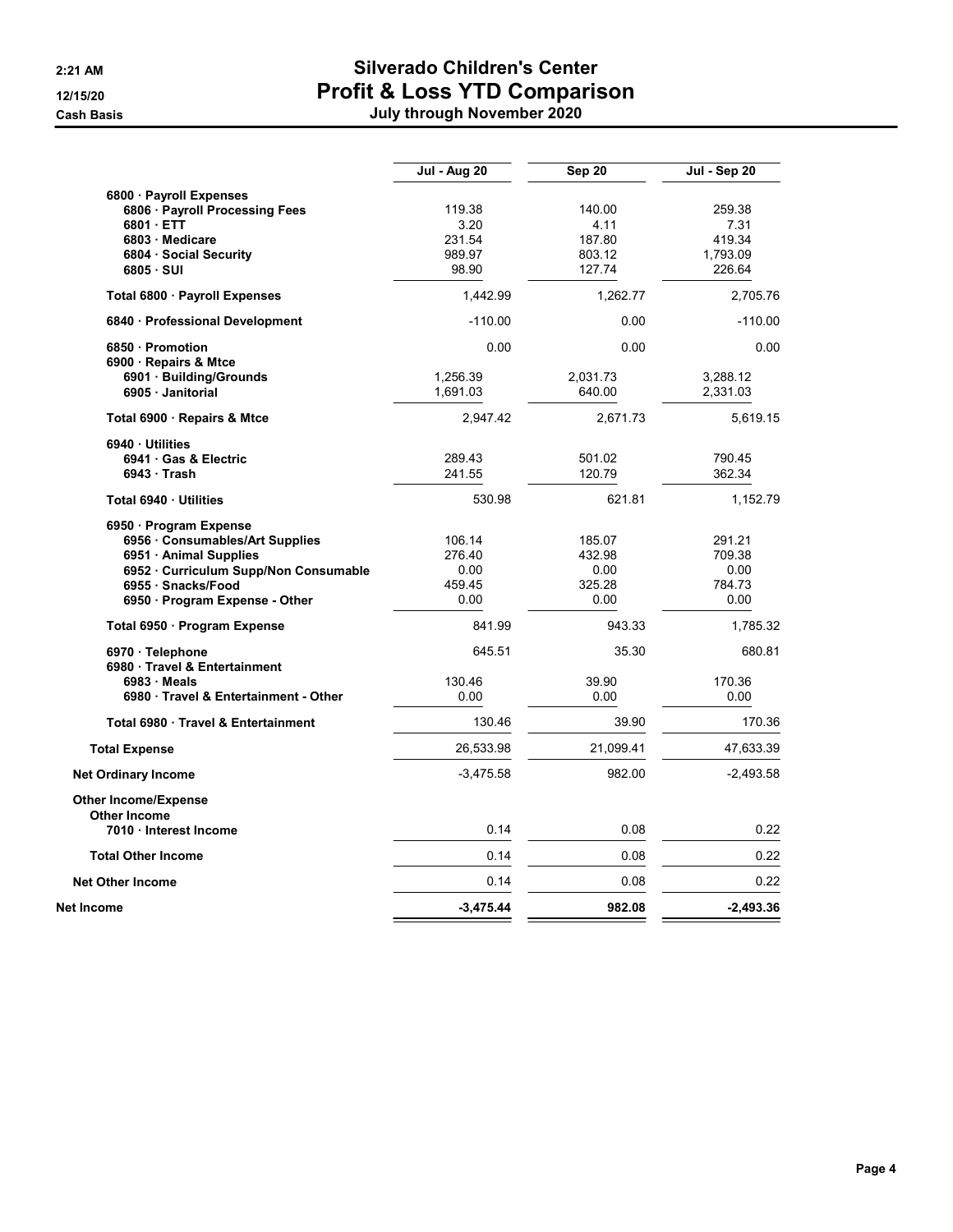# Silverado Children's Center
## Profit & Loss YTD Comparison
### July through November 2020

2:21 AM
12/15/20
Cash Basis

| | Jul - Aug 20 | Sep 20 | Jul - Sep 20 |
|---|---|---|---|
| 6800 · Payroll Expenses | | | |
| 6806 · Payroll Processing Fees | 119.38 | 140.00 | 259.38 |
| 6801 · ETT | 3.20 | 4.11 | 7.31 |
| 6803 · Medicare | 231.54 | 187.80 | 419.34 |
| 6804 · Social Security | 989.97 | 803.12 | 1,793.09 |
| 6805 · SUI | 98.90 | 127.74 | 226.64 |
| **Total 6800 · Payroll Expenses** | 1,442.99 | 1,262.77 | 2,705.76 |
| 6840 · Professional Development | -110.00 | 0.00 | -110.00 |
| 6850 · Promotion | 0.00 | 0.00 | 0.00 |
| 6900 · Repairs & Mtce | | | |
| 6901 · Building/Grounds | 1,256.39 | 2,031.73 | 3,288.12 |
| 6905 · Janitorial | 1,691.03 | 640.00 | 2,331.03 |
| **Total 6900 · Repairs & Mtce** | 2,947.42 | 2,671.73 | 5,619.15 |
| 6940 · Utilities | | | |
| 6941 · Gas & Electric | 289.43 | 501.02 | 790.45 |
| 6943 · Trash | 241.55 | 120.79 | 362.34 |
| **Total 6940 · Utilities** | 530.98 | 621.81 | 1,152.79 |
| 6950 · Program Expense | | | |
| 6956 · Consumables/Art Supplies | 106.14 | 185.07 | 291.21 |
| 6951 · Animal Supplies | 276.40 | 432.98 | 709.38 |
| 6952 · Curriculum Supp/Non Consumable | 0.00 | 0.00 | 0.00 |
| 6955 · Snacks/Food | 459.45 | 325.28 | 784.73 |
| 6950 · Program Expense - Other | 0.00 | 0.00 | 0.00 |
| **Total 6950 · Program Expense** | 841.99 | 943.33 | 1,785.32 |
| 6970 · Telephone | 645.51 | 35.30 | 680.81 |
| 6980 · Travel & Entertainment | | | |
| 6983 · Meals | 130.46 | 39.90 | 170.36 |
| 6980 · Travel & Entertainment - Other | 0.00 | 0.00 | 0.00 |
| **Total 6980 · Travel & Entertainment** | 130.46 | 39.90 | 170.36 |
| **Total Expense** | 26,533.98 | 21,099.41 | 47,633.39 |
| **Net Ordinary Income** | -3,475.58 | 982.00 | -2,493.58 |
| **Other Income/Expense** | | | |
| **Other Income** | | | |
| 7010 · Interest Income | 0.14 | 0.08 | 0.22 |
| **Total Other Income** | 0.14 | 0.08 | 0.22 |
| **Net Other Income** | 0.14 | 0.08 | 0.22 |
| **Net Income** | **-3,475.44** | **982.08** | **-2,493.36** |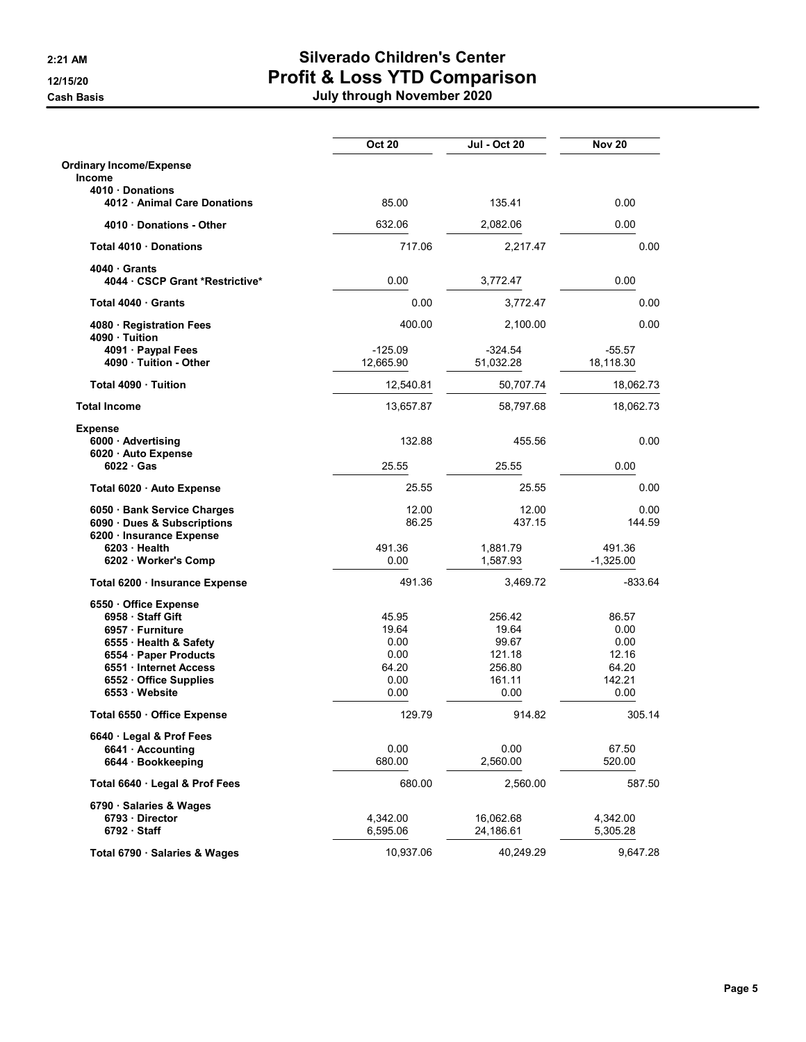# Silverado Children's Center

## Profit & Loss YTD Comparison

### July through November 2020

2:21 AM
12/15/20
Cash Basis

| | Oct 20 | Jul - Oct 20 | Nov 20 |
|---|---|---|---|
| **Ordinary Income/Expense** | | | |
| **Income** | | | |
| 4010 · Donations | | | |
| 4012 · Animal Care Donations | 85.00 | 135.41 | 0.00 |
| 4010 · Donations - Other | 632.06 | 2,082.06 | 0.00 |
| **Total 4010 · Donations** | 717.06 | 2,217.47 | 0.00 |
| 4040 · Grants | | | |
| 4044 · CSCP Grant *Restrictive* | 0.00 | 3,772.47 | 0.00 |
| **Total 4040 · Grants** | 0.00 | 3,772.47 | 0.00 |
| 4080 · Registration Fees | 400.00 | 2,100.00 | 0.00 |
| 4090 · Tuition | | | |
| 4091 · Paypal Fees | -125.09 | -324.54 | -55.57 |
| 4090 · Tuition - Other | 12,665.90 | 51,032.28 | 18,118.30 |
| **Total 4090 · Tuition** | 12,540.81 | 50,707.74 | 18,062.73 |
| **Total Income** | 13,657.87 | 58,797.68 | 18,062.73 |
| **Expense** | | | |
| 6000 · Advertising | 132.88 | 455.56 | 0.00 |
| 6020 · Auto Expense | | | |
| 6022 · Gas | 25.55 | 25.55 | 0.00 |
| **Total 6020 · Auto Expense** | 25.55 | 25.55 | 0.00 |
| 6050 · Bank Service Charges | 12.00 | 12.00 | 0.00 |
| 6090 · Dues & Subscriptions | 86.25 | 437.15 | 144.59 |
| 6200 · Insurance Expense | | | |
| 6203 · Health | 491.36 | 1,881.79 | 491.36 |
| 6202 · Worker's Comp | 0.00 | 1,587.93 | -1,325.00 |
| **Total 6200 · Insurance Expense** | 491.36 | 3,469.72 | -833.64 |
| 6550 · Office Expense | | | |
| 6958 · Staff Gift | 45.95 | 256.42 | 86.57 |
| 6957 · Furniture | 19.64 | 19.64 | 0.00 |
| 6555 · Health & Safety | 0.00 | 99.67 | 0.00 |
| 6554 · Paper Products | 0.00 | 121.18 | 12.16 |
| 6551 · Internet Access | 64.20 | 256.80 | 64.20 |
| 6552 · Office Supplies | 0.00 | 161.11 | 142.21 |
| 6553 · Website | 0.00 | 0.00 | 0.00 |
| **Total 6550 · Office Expense** | 129.79 | 914.82 | 305.14 |
| 6640 · Legal & Prof Fees | | | |
| 6641 · Accounting | 0.00 | 0.00 | 67.50 |
| 6644 · Bookkeeping | 680.00 | 2,560.00 | 520.00 |
| **Total 6640 · Legal & Prof Fees** | 680.00 | 2,560.00 | 587.50 |
| 6790 · Salaries & Wages | | | |
| 6793 · Director | 4,342.00 | 16,062.68 | 4,342.00 |
| 6792 · Staff | 6,595.06 | 24,186.61 | 5,305.28 |
| **Total 6790 · Salaries & Wages** | 10,937.06 | 40,249.29 | 9,647.28 |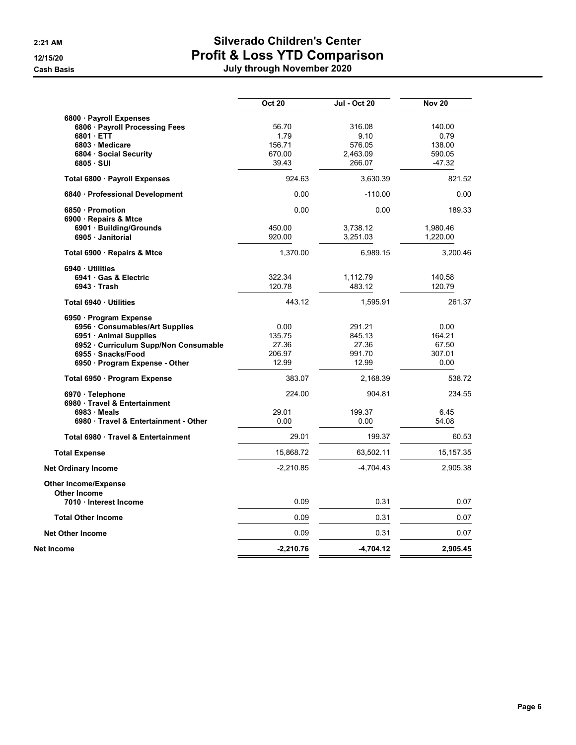# Silverado Children's Center
## Profit & Loss YTD Comparison
### July through November 2020

2:21 AM
12/15/20
Cash Basis

| | Oct 20 | Jul - Oct 20 | Nov 20 |
|---|---|---|---|
| 6800 · Payroll Expenses | | | |
| 6806 · Payroll Processing Fees | 56.70 | 316.08 | 140.00 |
| 6801 · ETT | 1.79 | 9.10 | 0.79 |
| 6803 · Medicare | 156.71 | 576.05 | 138.00 |
| 6804 · Social Security | 670.00 | 2,463.09 | 590.05 |
| 6805 · SUI | 39.43 | 266.07 | -47.32 |
| **Total 6800 · Payroll Expenses** | 924.63 | 3,630.39 | 821.52 |
| **6840 · Professional Development** | 0.00 | -110.00 | 0.00 |
| **6850 · Promotion** | 0.00 | 0.00 | 189.33 |
| 6900 · Repairs & Mtce | | | |
| 6901 · Building/Grounds | 450.00 | 3,738.12 | 1,980.46 |
| 6905 · Janitorial | 920.00 | 3,251.03 | 1,220.00 |
| **Total 6900 · Repairs & Mtce** | 1,370.00 | 6,989.15 | 3,200.46 |
| 6940 · Utilities | | | |
| 6941 · Gas & Electric | 322.34 | 1,112.79 | 140.58 |
| 6943 · Trash | 120.78 | 483.12 | 120.79 |
| **Total 6940 · Utilities** | 443.12 | 1,595.91 | 261.37 |
| 6950 · Program Expense | | | |
| 6956 · Consumables/Art Supplies | 0.00 | 291.21 | 0.00 |
| 6951 · Animal Supplies | 135.75 | 845.13 | 164.21 |
| 6952 · Curriculum Supp/Non Consumable | 27.36 | 27.36 | 67.50 |
| 6955 · Snacks/Food | 206.97 | 991.70 | 307.01 |
| 6950 · Program Expense - Other | 12.99 | 12.99 | 0.00 |
| **Total 6950 · Program Expense** | 383.07 | 2,168.39 | 538.72 |
| **6970 · Telephone** | 224.00 | 904.81 | 234.55 |
| 6980 · Travel & Entertainment | | | |
| 6983 · Meals | 29.01 | 199.37 | 6.45 |
| 6980 · Travel & Entertainment - Other | 0.00 | 0.00 | 54.08 |
| **Total 6980 · Travel & Entertainment** | 29.01 | 199.37 | 60.53 |
| **Total Expense** | 15,868.72 | 63,502.11 | 15,157.35 |
| **Net Ordinary Income** | -2,210.85 | -4,704.43 | 2,905.38 |
| **Other Income/Expense** | | | |
| **Other Income** | | | |
| 7010 · Interest Income | 0.09 | 0.31 | 0.07 |
| **Total Other Income** | 0.09 | 0.31 | 0.07 |
| **Net Other Income** | 0.09 | 0.31 | 0.07 |
| **Net Income** | **-2,210.76** | **-4,704.12** | **2,905.45** |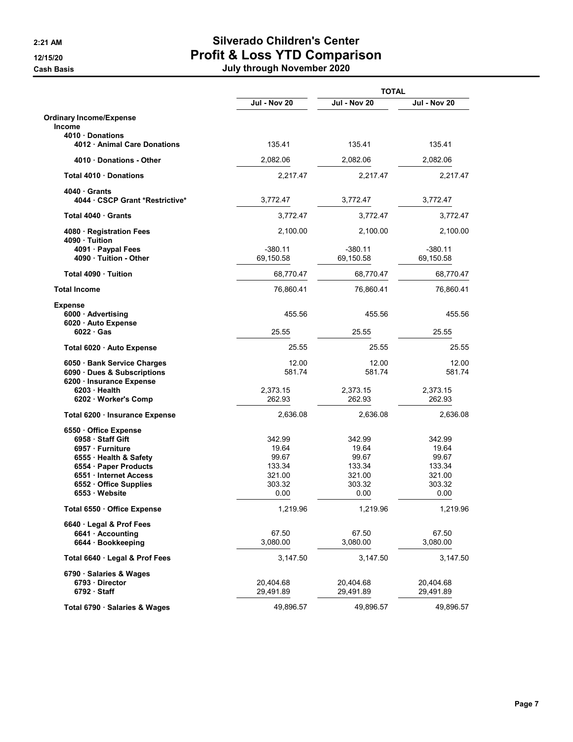# Silverado Children's Center

## Profit & Loss YTD Comparison

### July through November 2020

2:21 AM
12/15/20
Cash Basis

| | | TOTAL | |
|---|---|---|---|
| | Jul - Nov 20 | Jul - Nov 20 | Jul - Nov 20 |
| **Ordinary Income/Expense** | | | |
| **Income** | | | |
| 4010 · Donations | | | |
| 4012 · Animal Care Donations | 135.41 | 135.41 | 135.41 |
| 4010 · Donations - Other | 2,082.06 | 2,082.06 | 2,082.06 |
| **Total 4010 · Donations** | 2,217.47 | 2,217.47 | 2,217.47 |
| 4040 · Grants | | | |
| 4044 · CSCP Grant *Restrictive* | 3,772.47 | 3,772.47 | 3,772.47 |
| **Total 4040 · Grants** | 3,772.47 | 3,772.47 | 3,772.47 |
| 4080 · Registration Fees | 2,100.00 | 2,100.00 | 2,100.00 |
| 4090 · Tuition | | | |
| 4091 · Paypal Fees | -380.11 | -380.11 | -380.11 |
| 4090 · Tuition - Other | 69,150.58 | 69,150.58 | 69,150.58 |
| **Total 4090 · Tuition** | 68,770.47 | 68,770.47 | 68,770.47 |
| **Total Income** | 76,860.41 | 76,860.41 | 76,860.41 |
| **Expense** | | | |
| 6000 · Advertising | 455.56 | 455.56 | 455.56 |
| 6020 · Auto Expense | | | |
| 6022 · Gas | 25.55 | 25.55 | 25.55 |
| **Total 6020 · Auto Expense** | 25.55 | 25.55 | 25.55 |
| 6050 · Bank Service Charges | 12.00 | 12.00 | 12.00 |
| 6090 · Dues & Subscriptions | 581.74 | 581.74 | 581.74 |
| 6200 · Insurance Expense | | | |
| 6203 · Health | 2,373.15 | 2,373.15 | 2,373.15 |
| 6202 · Worker's Comp | 262.93 | 262.93 | 262.93 |
| **Total 6200 · Insurance Expense** | 2,636.08 | 2,636.08 | 2,636.08 |
| 6550 · Office Expense | | | |
| 6958 · Staff Gift | 342.99 | 342.99 | 342.99 |
| 6957 · Furniture | 19.64 | 19.64 | 19.64 |
| 6555 · Health & Safety | 99.67 | 99.67 | 99.67 |
| 6554 · Paper Products | 133.34 | 133.34 | 133.34 |
| 6551 · Internet Access | 321.00 | 321.00 | 321.00 |
| 6552 · Office Supplies | 303.32 | 303.32 | 303.32 |
| 6553 · Website | 0.00 | 0.00 | 0.00 |
| **Total 6550 · Office Expense** | 1,219.96 | 1,219.96 | 1,219.96 |
| 6640 · Legal & Prof Fees | | | |
| 6641 · Accounting | 67.50 | 67.50 | 67.50 |
| 6644 · Bookkeeping | 3,080.00 | 3,080.00 | 3,080.00 |
| **Total 6640 · Legal & Prof Fees** | 3,147.50 | 3,147.50 | 3,147.50 |
| 6790 · Salaries & Wages | | | |
| 6793 · Director | 20,404.68 | 20,404.68 | 20,404.68 |
| 6792 · Staff | 29,491.89 | 29,491.89 | 29,491.89 |
| **Total 6790 · Salaries & Wages** | 49,896.57 | 49,896.57 | 49,896.57 |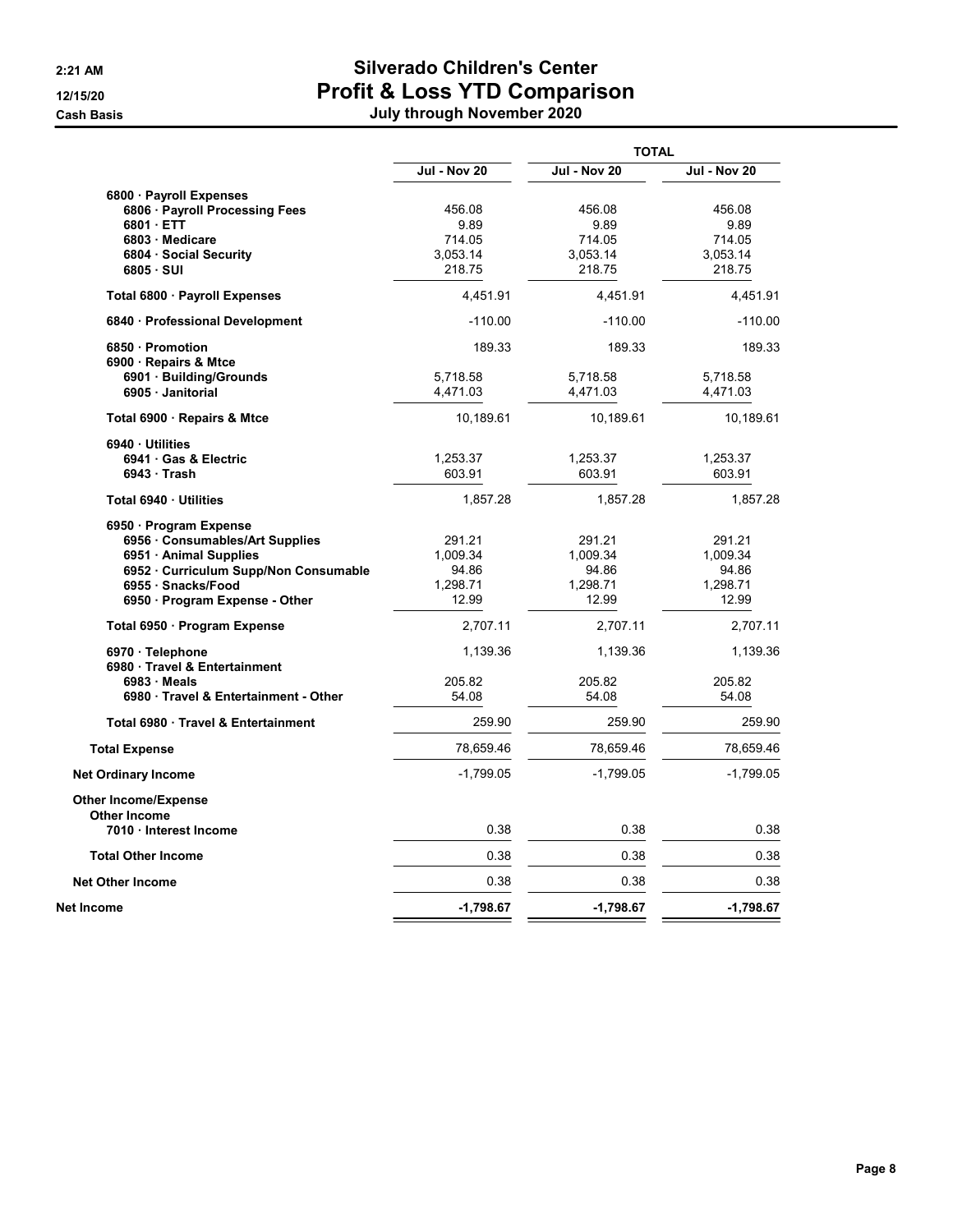# Silverado Children's Center
## Profit & Loss YTD Comparison
### July through November 2020

2:21 AM
12/15/20
Cash Basis

| | Jul - Nov 20 | TOTAL | |
|---|---|---|---|
| | | Jul - Nov 20 | Jul - Nov 20 |
| 6800 · Payroll Expenses | | | |
| 6806 · Payroll Processing Fees | 456.08 | 456.08 | 456.08 |
| 6801 · ETT | 9.89 | 9.89 | 9.89 |
| 6803 · Medicare | 714.05 | 714.05 | 714.05 |
| 6804 · Social Security | 3,053.14 | 3,053.14 | 3,053.14 |
| 6805 · SUI | 218.75 | 218.75 | 218.75 |
| Total 6800 · Payroll Expenses | 4,451.91 | 4,451.91 | 4,451.91 |
| 6840 · Professional Development | -110.00 | -110.00 | -110.00 |
| 6850 · Promotion | 189.33 | 189.33 | 189.33 |
| 6900 · Repairs & Mtce | | | |
| 6901 · Building/Grounds | 5,718.58 | 5,718.58 | 5,718.58 |
| 6905 · Janitorial | 4,471.03 | 4,471.03 | 4,471.03 |
| Total 6900 · Repairs & Mtce | 10,189.61 | 10,189.61 | 10,189.61 |
| 6940 · Utilities | | | |
| 6941 · Gas & Electric | 1,253.37 | 1,253.37 | 1,253.37 |
| 6943 · Trash | 603.91 | 603.91 | 603.91 |
| Total 6940 · Utilities | 1,857.28 | 1,857.28 | 1,857.28 |
| 6950 · Program Expense | | | |
| 6956 · Consumables/Art Supplies | 291.21 | 291.21 | 291.21 |
| 6951 · Animal Supplies | 1,009.34 | 1,009.34 | 1,009.34 |
| 6952 · Curriculum Supp/Non Consumable | 94.86 | 94.86 | 94.86 |
| 6955 · Snacks/Food | 1,298.71 | 1,298.71 | 1,298.71 |
| 6950 · Program Expense - Other | 12.99 | 12.99 | 12.99 |
| Total 6950 · Program Expense | 2,707.11 | 2,707.11 | 2,707.11 |
| 6970 · Telephone | 1,139.36 | 1,139.36 | 1,139.36 |
| 6980 · Travel & Entertainment | | | |
| 6983 · Meals | 205.82 | 205.82 | 205.82 |
| 6980 · Travel & Entertainment - Other | 54.08 | 54.08 | 54.08 |
| Total 6980 · Travel & Entertainment | 259.90 | 259.90 | 259.90 |
| Total Expense | 78,659.46 | 78,659.46 | 78,659.46 |
| Net Ordinary Income | -1,799.05 | -1,799.05 | -1,799.05 |
| Other Income/Expense | | | |
| Other Income | | | |
| 7010 · Interest Income | 0.38 | 0.38 | 0.38 |
| Total Other Income | 0.38 | 0.38 | 0.38 |
| Net Other Income | 0.38 | 0.38 | 0.38 |
| Net Income | **-1,798.67** | **-1,798.67** | **-1,798.67** |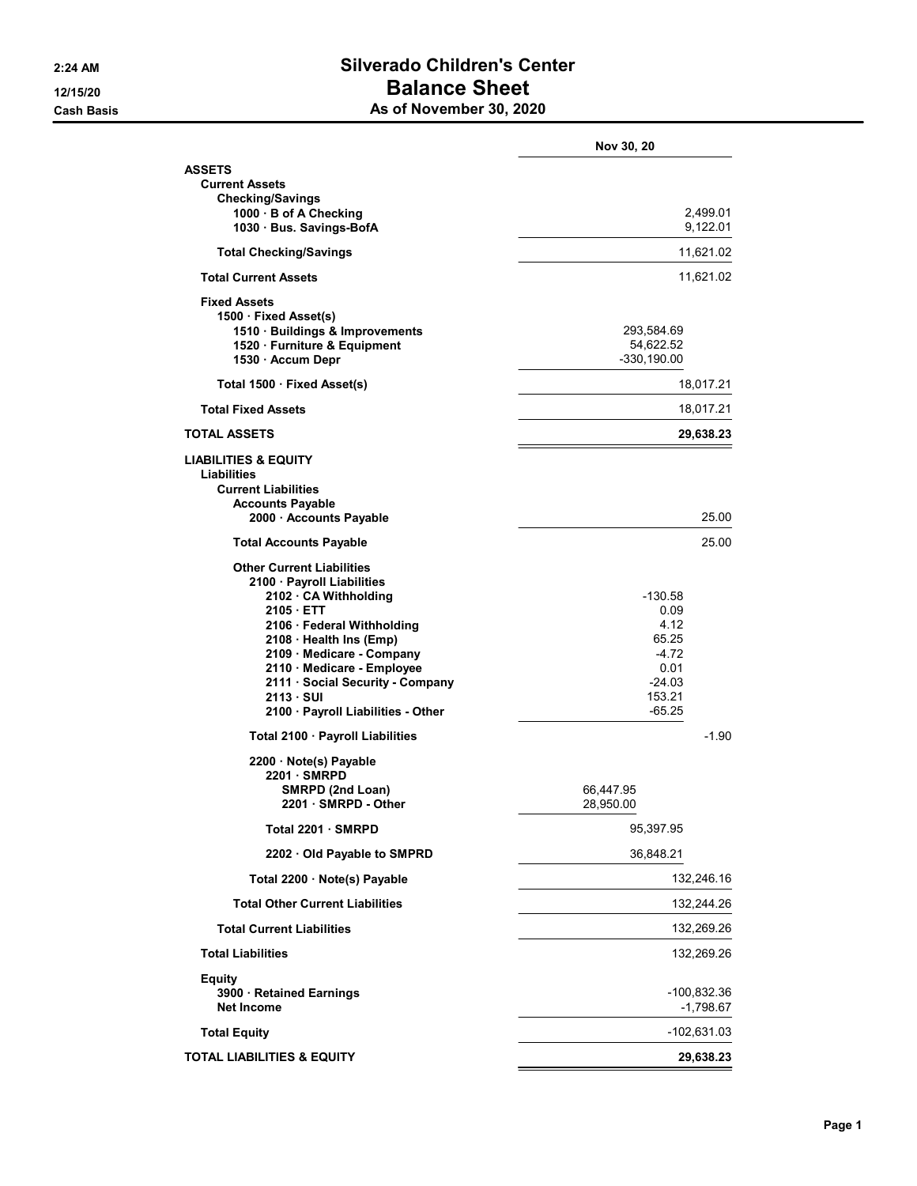# Silverado Children's Center

## Balance Sheet

### As of November 30, 2020

2:24 AM
12/15/20
Cash Basis

| | | Nov 30, 20 |
|---|---|---|
| **ASSETS** | | |
| **Current Assets** | | |
| **Checking/Savings** | | |
| 1000 · B of A Checking | | 2,499.01 |
| 1030 · Bus. Savings-BofA | | 9,122.01 |
| **Total Checking/Savings** | | 11,621.02 |
| **Total Current Assets** | | 11,621.02 |
| **Fixed Assets** | | |
| 1500 · Fixed Asset(s) | | |
| 1510 · Buildings & Improvements | 293,584.69 | |
| 1520 · Furniture & Equipment | 54,622.52 | |
| 1530 · Accum Depr | -330,190.00 | |
| **Total 1500 · Fixed Asset(s)** | | 18,017.21 |
| **Total Fixed Assets** | | 18,017.21 |
| **TOTAL ASSETS** | | **29,638.23** |
| **LIABILITIES & EQUITY** | | |
| **Liabilities** | | |
| **Current Liabilities** | | |
| **Accounts Payable** | | |
| 2000 · Accounts Payable | | 25.00 |
| **Total Accounts Payable** | | 25.00 |
| **Other Current Liabilities** | | |
| 2100 · Payroll Liabilities | | |
| 2102 · CA Withholding | -130.58 | |
| 2105 · ETT | 0.09 | |
| 2106 · Federal Withholding | 4.12 | |
| 2108 · Health Ins (Emp) | 65.25 | |
| 2109 · Medicare - Company | -4.72 | |
| 2110 · Medicare - Employee | 0.01 | |
| 2111 · Social Security - Company | -24.03 | |
| 2113 · SUI | 153.21 | |
| 2100 · Payroll Liabilities - Other | -65.25 | |
| **Total 2100 · Payroll Liabilities** | | -1.90 |
| 2200 · Note(s) Payable | | |
| 2201 · SMRPD | | |
| SMRPD (2nd Loan) | 66,447.95 | |
| 2201 · SMRPD - Other | 28,950.00 | |
| **Total 2201 · SMRPD** | 95,397.95 | |
| 2202 · Old Payable to SMPRD | 36,848.21 | |
| **Total 2200 · Note(s) Payable** | | 132,246.16 |
| **Total Other Current Liabilities** | | 132,244.26 |
| **Total Current Liabilities** | | 132,269.26 |
| **Total Liabilities** | | 132,269.26 |
| **Equity** | | |
| 3900 · Retained Earnings | | -100,832.36 |
| Net Income | | -1,798.67 |
| **Total Equity** | | -102,631.03 |
| **TOTAL LIABILITIES & EQUITY** | | **29,638.23** |